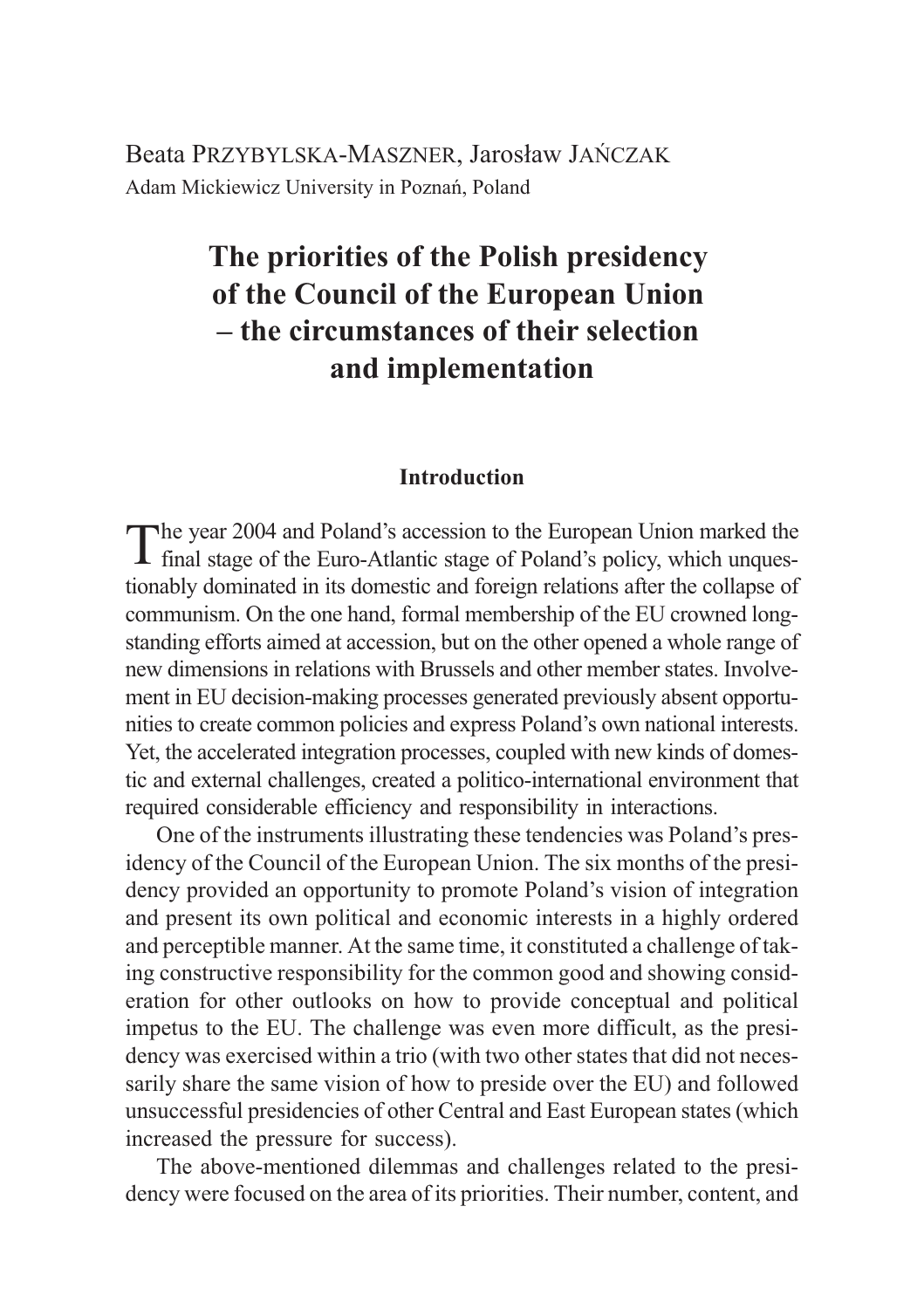Beata PRZYBYLSKA-MASZNER, Jarosław JAŃCZAK
Adam Mickiewicz University in Poznań, Poland

# The priorities of the Polish presidency of the Council of the European Union – the circumstances of their selection and implementation

## Introduction

The year 2004 and Poland's accession to the European Union marked the final stage of the Euro-Atlantic stage of Poland's policy, which unquestionably dominated in its domestic and foreign relations after the collapse of communism. On the one hand, formal membership of the EU crowned longstanding efforts aimed at accession, but on the other opened a whole range of new dimensions in relations with Brussels and other member states. Involvement in EU decision-making processes generated previously absent opportunities to create common policies and express Poland's own national interests. Yet, the accelerated integration processes, coupled with new kinds of domestic and external challenges, created a politico-international environment that required considerable efficiency and responsibility in interactions.

One of the instruments illustrating these tendencies was Poland's presidency of the Council of the European Union. The six months of the presidency provided an opportunity to promote Poland's vision of integration and present its own political and economic interests in a highly ordered and perceptible manner. At the same time, it constituted a challenge of taking constructive responsibility for the common good and showing consideration for other outlooks on how to provide conceptual and political impetus to the EU. The challenge was even more difficult, as the presidency was exercised within a trio (with two other states that did not necessarily share the same vision of how to preside over the EU) and followed unsuccessful presidencies of other Central and East European states (which increased the pressure for success).

The above-mentioned dilemmas and challenges related to the presidency were focused on the area of its priorities. Their number, content, and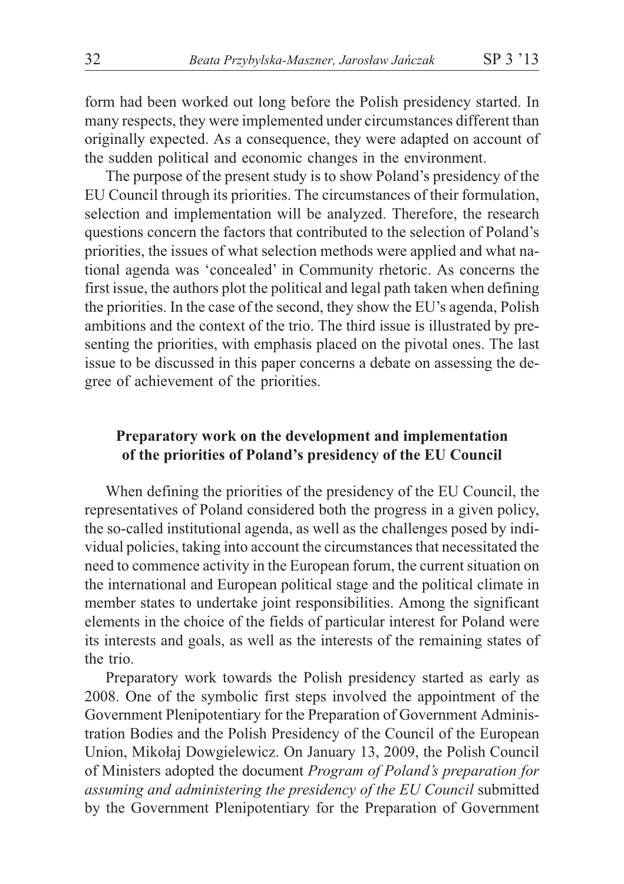form had been worked out long before the Polish presidency started. In many respects, they were implemented under circumstances different than originally expected. As a consequence, they were adapted on account of the sudden political and economic changes in the environment.

The purpose of the present study is to show Poland's presidency of the EU Council through its priorities. The circumstances of their formulation, selection and implementation will be analyzed. Therefore, the research questions concern the factors that contributed to the selection of Poland's priorities, the issues of what selection methods were applied and what national agenda was 'concealed' in Community rhetoric. As concerns the first issue, the authors plot the political and legal path taken when defining the priorities. In the case of the second, they show the EU's agenda, Polish ambitions and the context of the trio. The third issue is illustrated by presenting the priorities, with emphasis placed on the pivotal ones. The last issue to be discussed in this paper concerns a debate on assessing the degree of achievement of the priorities.

## Preparatory work on the development and implementation of the priorities of Poland's presidency of the EU Council

When defining the priorities of the presidency of the EU Council, the representatives of Poland considered both the progress in a given policy, the so-called institutional agenda, as well as the challenges posed by individual policies, taking into account the circumstances that necessitated the need to commence activity in the European forum, the current situation on the international and European political stage and the political climate in member states to undertake joint responsibilities. Among the significant elements in the choice of the fields of particular interest for Poland were its interests and goals, as well as the interests of the remaining states of the trio.

Preparatory work towards the Polish presidency started as early as 2008. One of the symbolic first steps involved the appointment of the Government Plenipotentiary for the Preparation of Government Administration Bodies and the Polish Presidency of the Council of the European Union, Mikołaj Dowgielewicz. On January 13, 2009, the Polish Council of Ministers adopted the document *Program of Poland's preparation for assuming and administering the presidency of the EU Council* submitted by the Government Plenipotentiary for the Preparation of Government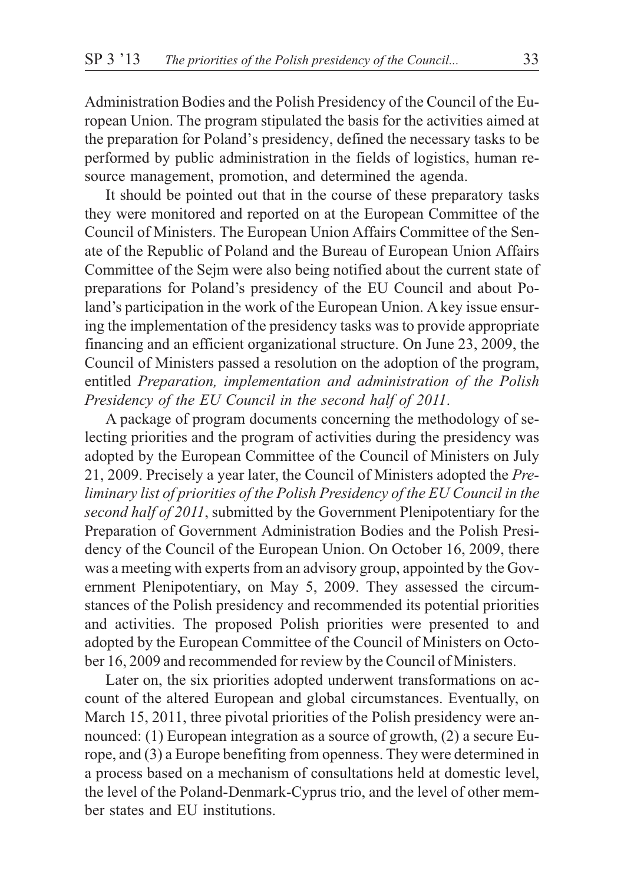Administration Bodies and the Polish Presidency of the Council of the European Union. The program stipulated the basis for the activities aimed at the preparation for Poland's presidency, defined the necessary tasks to be performed by public administration in the fields of logistics, human resource management, promotion, and determined the agenda.

It should be pointed out that in the course of these preparatory tasks they were monitored and reported on at the European Committee of the Council of Ministers. The European Union Affairs Committee of the Senate of the Republic of Poland and the Bureau of European Union Affairs Committee of the Sejm were also being notified about the current state of preparations for Poland's presidency of the EU Council and about Poland's participation in the work of the European Union. A key issue ensuring the implementation of the presidency tasks was to provide appropriate financing and an efficient organizational structure. On June 23, 2009, the Council of Ministers passed a resolution on the adoption of the program, entitled *Preparation, implementation and administration of the Polish Presidency of the EU Council in the second half of 2011*.

A package of program documents concerning the methodology of selecting priorities and the program of activities during the presidency was adopted by the European Committee of the Council of Ministers on July 21, 2009. Precisely a year later, the Council of Ministers adopted the *Preliminary list of priorities of the Polish Presidency of the EU Council in the second half of 2011*, submitted by the Government Plenipotentiary for the Preparation of Government Administration Bodies and the Polish Presidency of the Council of the European Union. On October 16, 2009, there was a meeting with experts from an advisory group, appointed by the Government Plenipotentiary, on May 5, 2009. They assessed the circumstances of the Polish presidency and recommended its potential priorities and activities. The proposed Polish priorities were presented to and adopted by the European Committee of the Council of Ministers on October 16, 2009 and recommended for review by the Council of Ministers.

Later on, the six priorities adopted underwent transformations on account of the altered European and global circumstances. Eventually, on March 15, 2011, three pivotal priorities of the Polish presidency were announced: (1) European integration as a source of growth, (2) a secure Europe, and (3) a Europe benefiting from openness. They were determined in a process based on a mechanism of consultations held at domestic level, the level of the Poland-Denmark-Cyprus trio, and the level of other member states and EU institutions.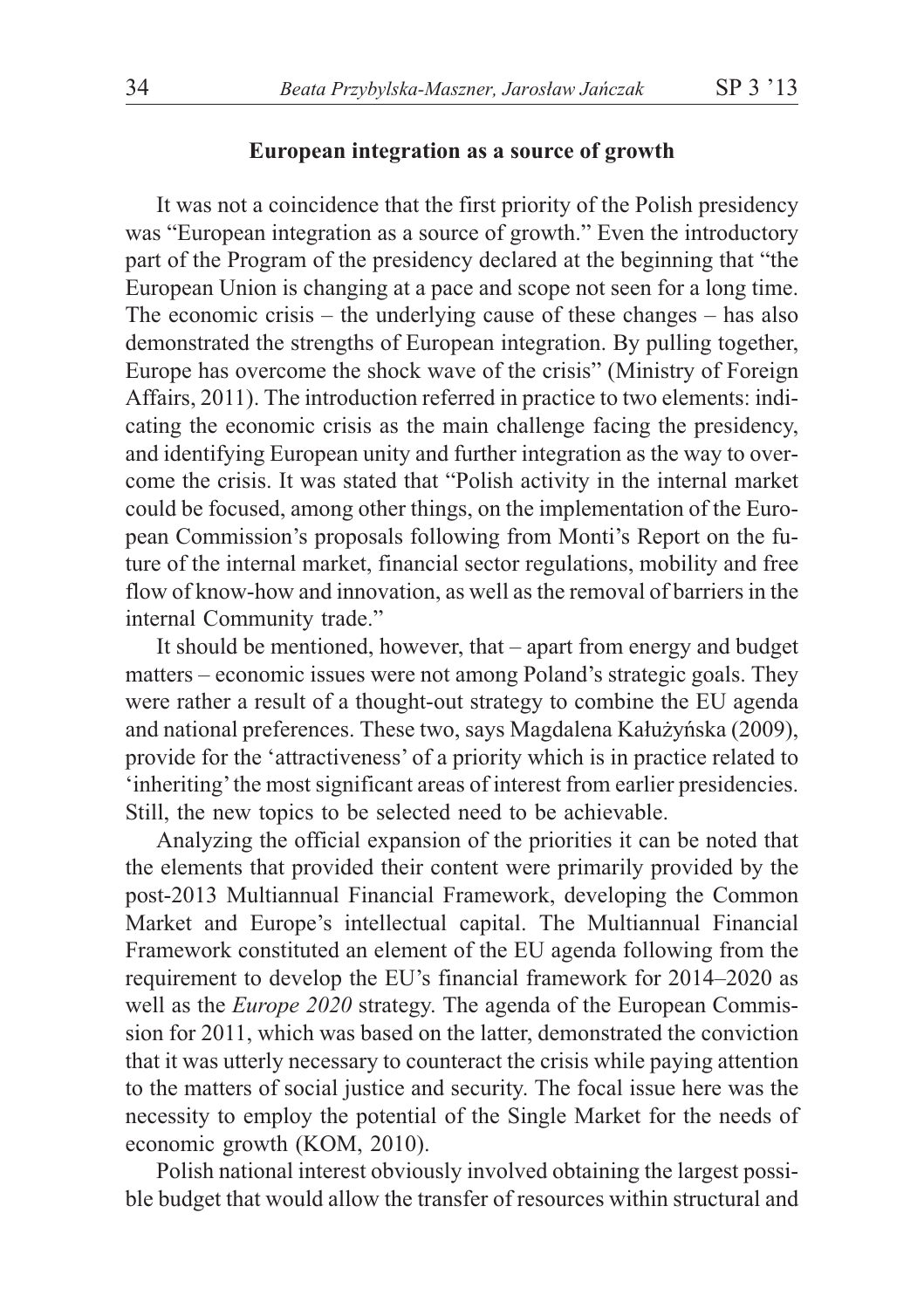## European integration as a source of growth

It was not a coincidence that the first priority of the Polish presidency was "European integration as a source of growth." Even the introductory part of the Program of the presidency declared at the beginning that "the European Union is changing at a pace and scope not seen for a long time. The economic crisis – the underlying cause of these changes – has also demonstrated the strengths of European integration. By pulling together, Europe has overcome the shock wave of the crisis" (Ministry of Foreign Affairs, 2011). The introduction referred in practice to two elements: indicating the economic crisis as the main challenge facing the presidency, and identifying European unity and further integration as the way to overcome the crisis. It was stated that "Polish activity in the internal market could be focused, among other things, on the implementation of the European Commission's proposals following from Monti's Report on the future of the internal market, financial sector regulations, mobility and free flow of know-how and innovation, as well as the removal of barriers in the internal Community trade."

It should be mentioned, however, that – apart from energy and budget matters – economic issues were not among Poland's strategic goals. They were rather a result of a thought-out strategy to combine the EU agenda and national preferences. These two, says Magdalena Kałużyńska (2009), provide for the 'attractiveness' of a priority which is in practice related to 'inheriting' the most significant areas of interest from earlier presidencies. Still, the new topics to be selected need to be achievable.

Analyzing the official expansion of the priorities it can be noted that the elements that provided their content were primarily provided by the post-2013 Multiannual Financial Framework, developing the Common Market and Europe's intellectual capital. The Multiannual Financial Framework constituted an element of the EU agenda following from the requirement to develop the EU's financial framework for 2014–2020 as well as the *Europe 2020* strategy. The agenda of the European Commission for 2011, which was based on the latter, demonstrated the conviction that it was utterly necessary to counteract the crisis while paying attention to the matters of social justice and security. The focal issue here was the necessity to employ the potential of the Single Market for the needs of economic growth (KOM, 2010).

Polish national interest obviously involved obtaining the largest possible budget that would allow the transfer of resources within structural and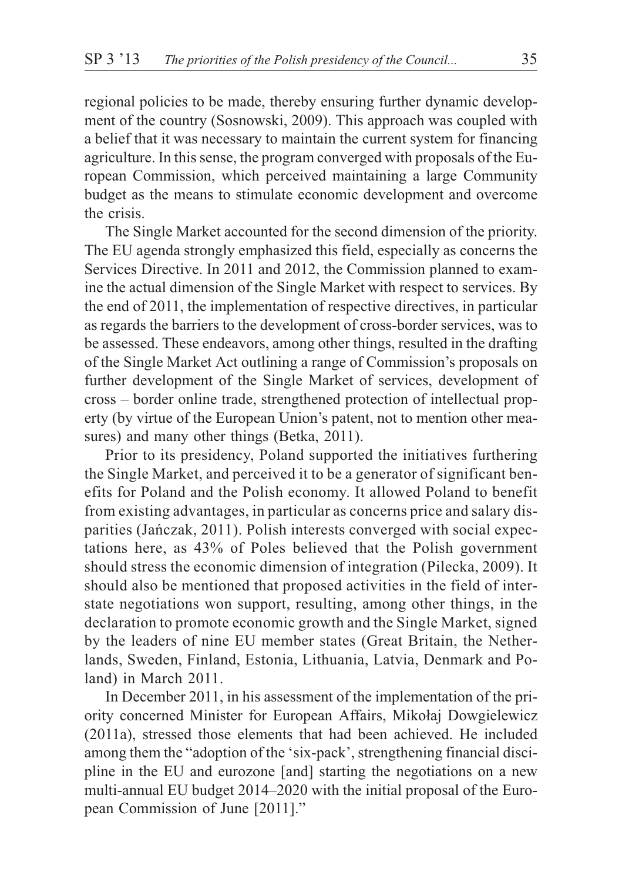regional policies to be made, thereby ensuring further dynamic development of the country (Sosnowski, 2009). This approach was coupled with a belief that it was necessary to maintain the current system for financing agriculture. In this sense, the program converged with proposals of the European Commission, which perceived maintaining a large Community budget as the means to stimulate economic development and overcome the crisis.

The Single Market accounted for the second dimension of the priority. The EU agenda strongly emphasized this field, especially as concerns the Services Directive. In 2011 and 2012, the Commission planned to examine the actual dimension of the Single Market with respect to services. By the end of 2011, the implementation of respective directives, in particular as regards the barriers to the development of cross-border services, was to be assessed. These endeavors, among other things, resulted in the drafting of the Single Market Act outlining a range of Commission's proposals on further development of the Single Market of services, development of cross – border online trade, strengthened protection of intellectual property (by virtue of the European Union's patent, not to mention other measures) and many other things (Betka, 2011).

Prior to its presidency, Poland supported the initiatives furthering the Single Market, and perceived it to be a generator of significant benefits for Poland and the Polish economy. It allowed Poland to benefit from existing advantages, in particular as concerns price and salary disparities (Jańczak, 2011). Polish interests converged with social expectations here, as 43% of Poles believed that the Polish government should stress the economic dimension of integration (Pilecka, 2009). It should also be mentioned that proposed activities in the field of interstate negotiations won support, resulting, among other things, in the declaration to promote economic growth and the Single Market, signed by the leaders of nine EU member states (Great Britain, the Netherlands, Sweden, Finland, Estonia, Lithuania, Latvia, Denmark and Poland) in March 2011.

In December 2011, in his assessment of the implementation of the priority concerned Minister for European Affairs, Mikołaj Dowgielewicz (2011a), stressed those elements that had been achieved. He included among them the "adoption of the 'six-pack', strengthening financial discipline in the EU and eurozone [and] starting the negotiations on a new multi-annual EU budget 2014–2020 with the initial proposal of the European Commission of June [2011]."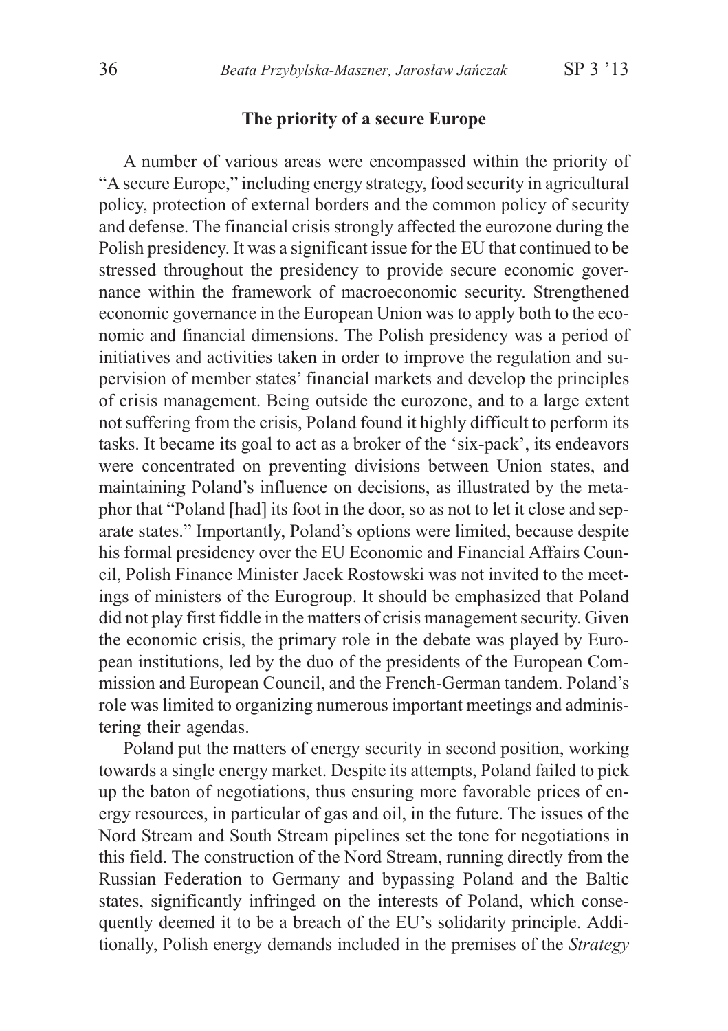## The priority of a secure Europe

A number of various areas were encompassed within the priority of "A secure Europe," including energy strategy, food security in agricultural policy, protection of external borders and the common policy of security and defense. The financial crisis strongly affected the eurozone during the Polish presidency. It was a significant issue for the EU that continued to be stressed throughout the presidency to provide secure economic governance within the framework of macroeconomic security. Strengthened economic governance in the European Union was to apply both to the economic and financial dimensions. The Polish presidency was a period of initiatives and activities taken in order to improve the regulation and supervision of member states' financial markets and develop the principles of crisis management. Being outside the eurozone, and to a large extent not suffering from the crisis, Poland found it highly difficult to perform its tasks. It became its goal to act as a broker of the 'six-pack', its endeavors were concentrated on preventing divisions between Union states, and maintaining Poland's influence on decisions, as illustrated by the metaphor that "Poland [had] its foot in the door, so as not to let it close and separate states." Importantly, Poland's options were limited, because despite his formal presidency over the EU Economic and Financial Affairs Council, Polish Finance Minister Jacek Rostowski was not invited to the meetings of ministers of the Eurogroup. It should be emphasized that Poland did not play first fiddle in the matters of crisis management security. Given the economic crisis, the primary role in the debate was played by European institutions, led by the duo of the presidents of the European Commission and European Council, and the French-German tandem. Poland's role was limited to organizing numerous important meetings and administering their agendas.

Poland put the matters of energy security in second position, working towards a single energy market. Despite its attempts, Poland failed to pick up the baton of negotiations, thus ensuring more favorable prices of energy resources, in particular of gas and oil, in the future. The issues of the Nord Stream and South Stream pipelines set the tone for negotiations in this field. The construction of the Nord Stream, running directly from the Russian Federation to Germany and bypassing Poland and the Baltic states, significantly infringed on the interests of Poland, which consequently deemed it to be a breach of the EU's solidarity principle. Additionally, Polish energy demands included in the premises of the *Strategy*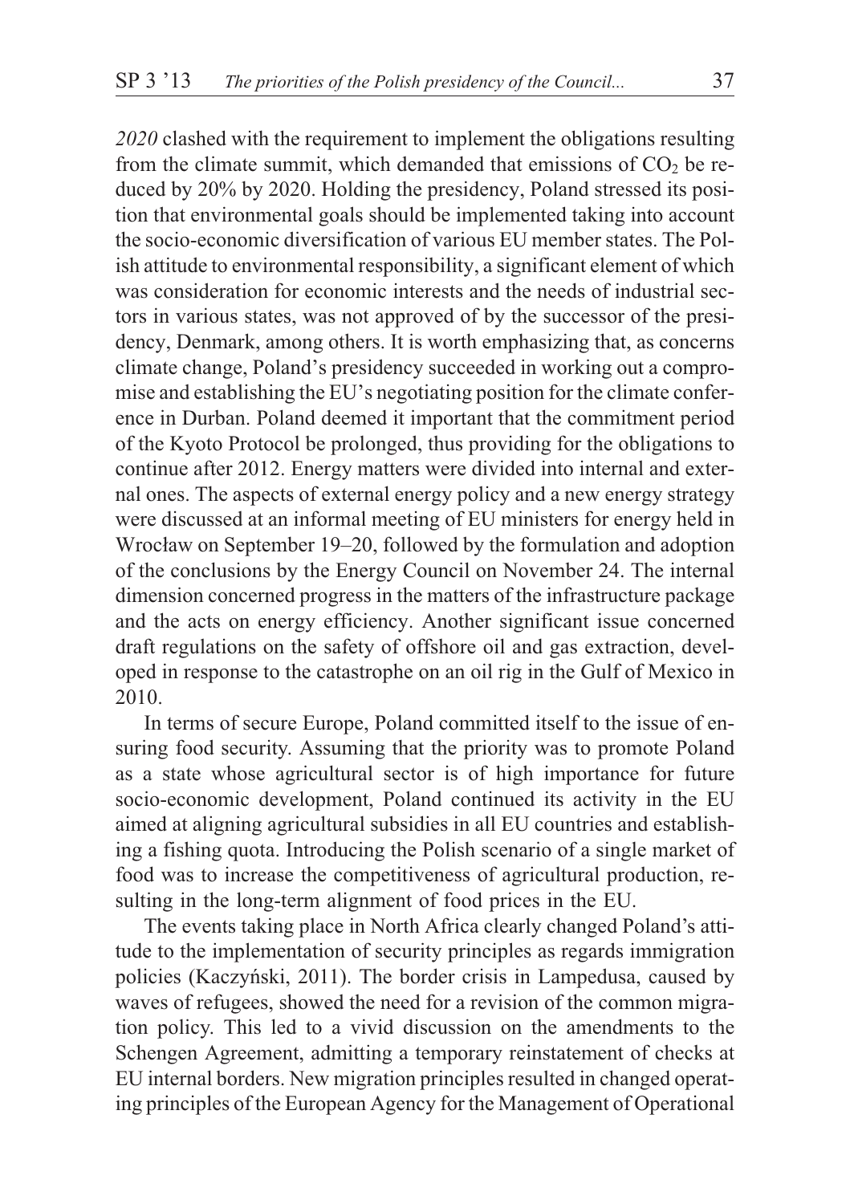*2020* clashed with the requirement to implement the obligations resulting from the climate summit, which demanded that emissions of $CO_2$ be reduced by 20% by 2020. Holding the presidency, Poland stressed its position that environmental goals should be implemented taking into account the socio-economic diversification of various EU member states. The Polish attitude to environmental responsibility, a significant element of which was consideration for economic interests and the needs of industrial sectors in various states, was not approved of by the successor of the presidency, Denmark, among others. It is worth emphasizing that, as concerns climate change, Poland's presidency succeeded in working out a compromise and establishing the EU's negotiating position for the climate conference in Durban. Poland deemed it important that the commitment period of the Kyoto Protocol be prolonged, thus providing for the obligations to continue after 2012. Energy matters were divided into internal and external ones. The aspects of external energy policy and a new energy strategy were discussed at an informal meeting of EU ministers for energy held in Wrocław on September 19–20, followed by the formulation and adoption of the conclusions by the Energy Council on November 24. The internal dimension concerned progress in the matters of the infrastructure package and the acts on energy efficiency. Another significant issue concerned draft regulations on the safety of offshore oil and gas extraction, developed in response to the catastrophe on an oil rig in the Gulf of Mexico in 2010.

In terms of secure Europe, Poland committed itself to the issue of ensuring food security. Assuming that the priority was to promote Poland as a state whose agricultural sector is of high importance for future socio-economic development, Poland continued its activity in the EU aimed at aligning agricultural subsidies in all EU countries and establishing a fishing quota. Introducing the Polish scenario of a single market of food was to increase the competitiveness of agricultural production, resulting in the long-term alignment of food prices in the EU.

The events taking place in North Africa clearly changed Poland's attitude to the implementation of security principles as regards immigration policies (Kaczyński, 2011). The border crisis in Lampedusa, caused by waves of refugees, showed the need for a revision of the common migration policy. This led to a vivid discussion on the amendments to the Schengen Agreement, admitting a temporary reinstatement of checks at EU internal borders. New migration principles resulted in changed operating principles of the European Agency for the Management of Operational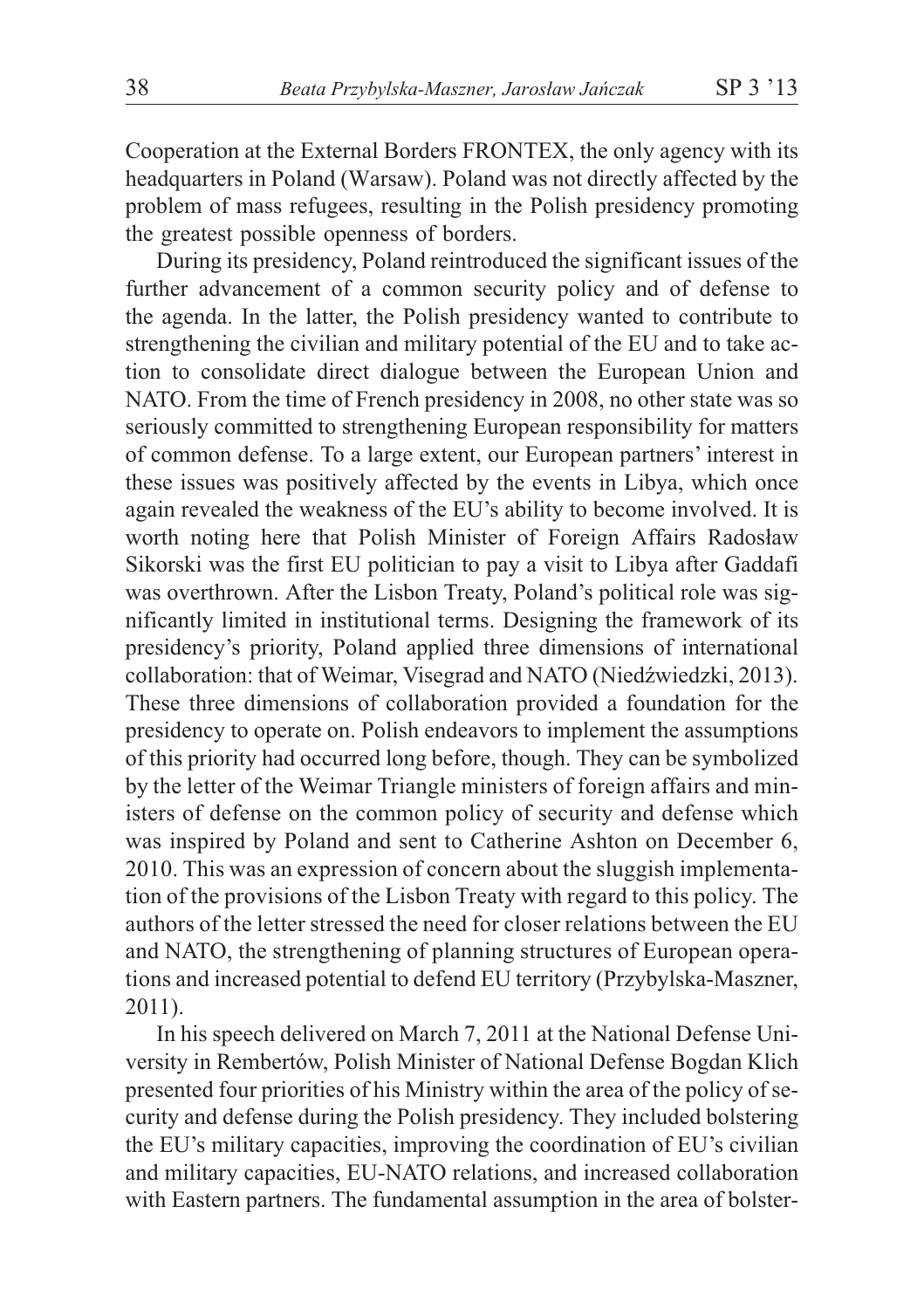Cooperation at the External Borders FRONTEX, the only agency with its headquarters in Poland (Warsaw). Poland was not directly affected by the problem of mass refugees, resulting in the Polish presidency promoting the greatest possible openness of borders.

During its presidency, Poland reintroduced the significant issues of the further advancement of a common security policy and of defense to the agenda. In the latter, the Polish presidency wanted to contribute to strengthening the civilian and military potential of the EU and to take action to consolidate direct dialogue between the European Union and NATO. From the time of French presidency in 2008, no other state was so seriously committed to strengthening European responsibility for matters of common defense. To a large extent, our European partners' interest in these issues was positively affected by the events in Libya, which once again revealed the weakness of the EU's ability to become involved. It is worth noting here that Polish Minister of Foreign Affairs Radosław Sikorski was the first EU politician to pay a visit to Libya after Gaddafi was overthrown. After the Lisbon Treaty, Poland's political role was significantly limited in institutional terms. Designing the framework of its presidency's priority, Poland applied three dimensions of international collaboration: that of Weimar, Visegrad and NATO (Niedźwiedzki, 2013). These three dimensions of collaboration provided a foundation for the presidency to operate on. Polish endeavors to implement the assumptions of this priority had occurred long before, though. They can be symbolized by the letter of the Weimar Triangle ministers of foreign affairs and ministers of defense on the common policy of security and defense which was inspired by Poland and sent to Catherine Ashton on December 6, 2010. This was an expression of concern about the sluggish implementation of the provisions of the Lisbon Treaty with regard to this policy. The authors of the letter stressed the need for closer relations between the EU and NATO, the strengthening of planning structures of European operations and increased potential to defend EU territory (Przybylska-Maszner, 2011).

In his speech delivered on March 7, 2011 at the National Defense University in Rembertów, Polish Minister of National Defense Bogdan Klich presented four priorities of his Ministry within the area of the policy of security and defense during the Polish presidency. They included bolstering the EU's military capacities, improving the coordination of EU's civilian and military capacities, EU-NATO relations, and increased collaboration with Eastern partners. The fundamental assumption in the area of bolster-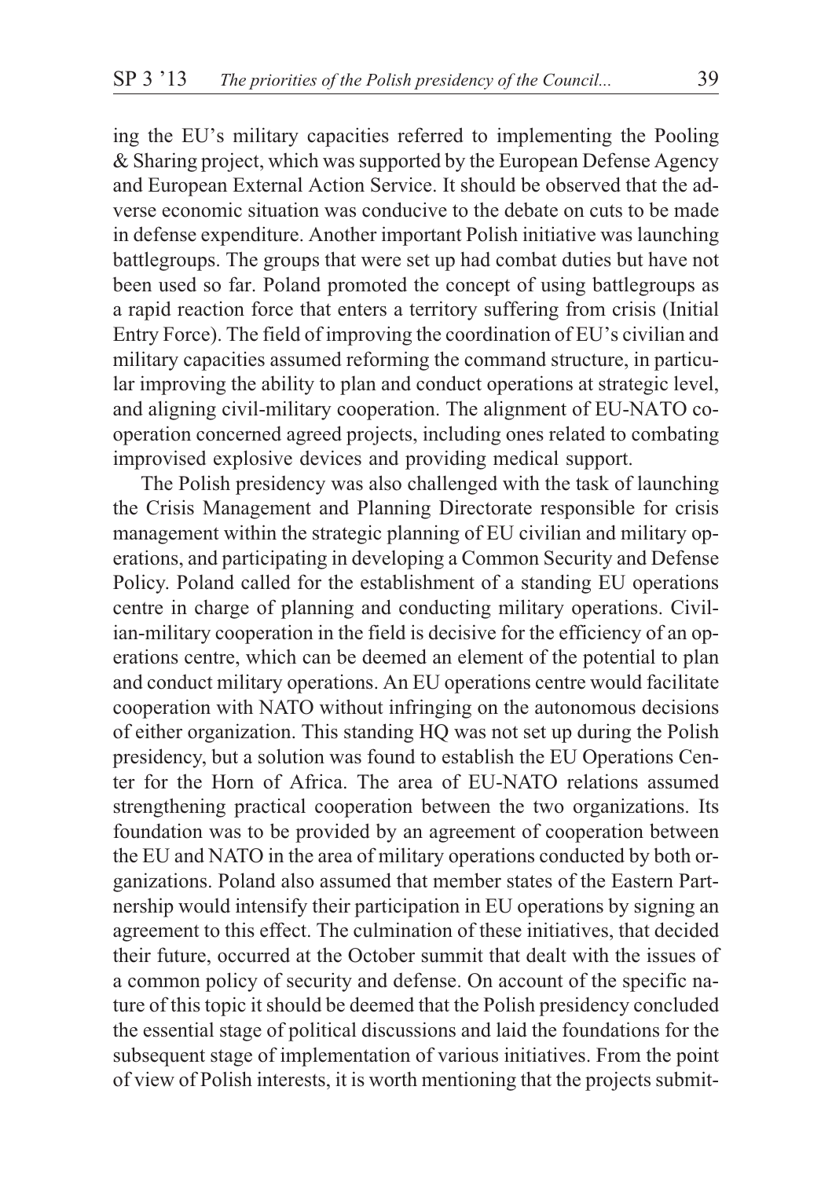ing the EU's military capacities referred to implementing the Pooling & Sharing project, which was supported by the European Defense Agency and European External Action Service. It should be observed that the adverse economic situation was conducive to the debate on cuts to be made in defense expenditure. Another important Polish initiative was launching battlegroups. The groups that were set up had combat duties but have not been used so far. Poland promoted the concept of using battlegroups as a rapid reaction force that enters a territory suffering from crisis (Initial Entry Force). The field of improving the coordination of EU's civilian and military capacities assumed reforming the command structure, in particular improving the ability to plan and conduct operations at strategic level, and aligning civil-military cooperation. The alignment of EU-NATO cooperation concerned agreed projects, including ones related to combating improvised explosive devices and providing medical support.

The Polish presidency was also challenged with the task of launching the Crisis Management and Planning Directorate responsible for crisis management within the strategic planning of EU civilian and military operations, and participating in developing a Common Security and Defense Policy. Poland called for the establishment of a standing EU operations centre in charge of planning and conducting military operations. Civilian-military cooperation in the field is decisive for the efficiency of an operations centre, which can be deemed an element of the potential to plan and conduct military operations. An EU operations centre would facilitate cooperation with NATO without infringing on the autonomous decisions of either organization. This standing HQ was not set up during the Polish presidency, but a solution was found to establish the EU Operations Center for the Horn of Africa. The area of EU-NATO relations assumed strengthening practical cooperation between the two organizations. Its foundation was to be provided by an agreement of cooperation between the EU and NATO in the area of military operations conducted by both organizations. Poland also assumed that member states of the Eastern Partnership would intensify their participation in EU operations by signing an agreement to this effect. The culmination of these initiatives, that decided their future, occurred at the October summit that dealt with the issues of a common policy of security and defense. On account of the specific nature of this topic it should be deemed that the Polish presidency concluded the essential stage of political discussions and laid the foundations for the subsequent stage of implementation of various initiatives. From the point of view of Polish interests, it is worth mentioning that the projects submit-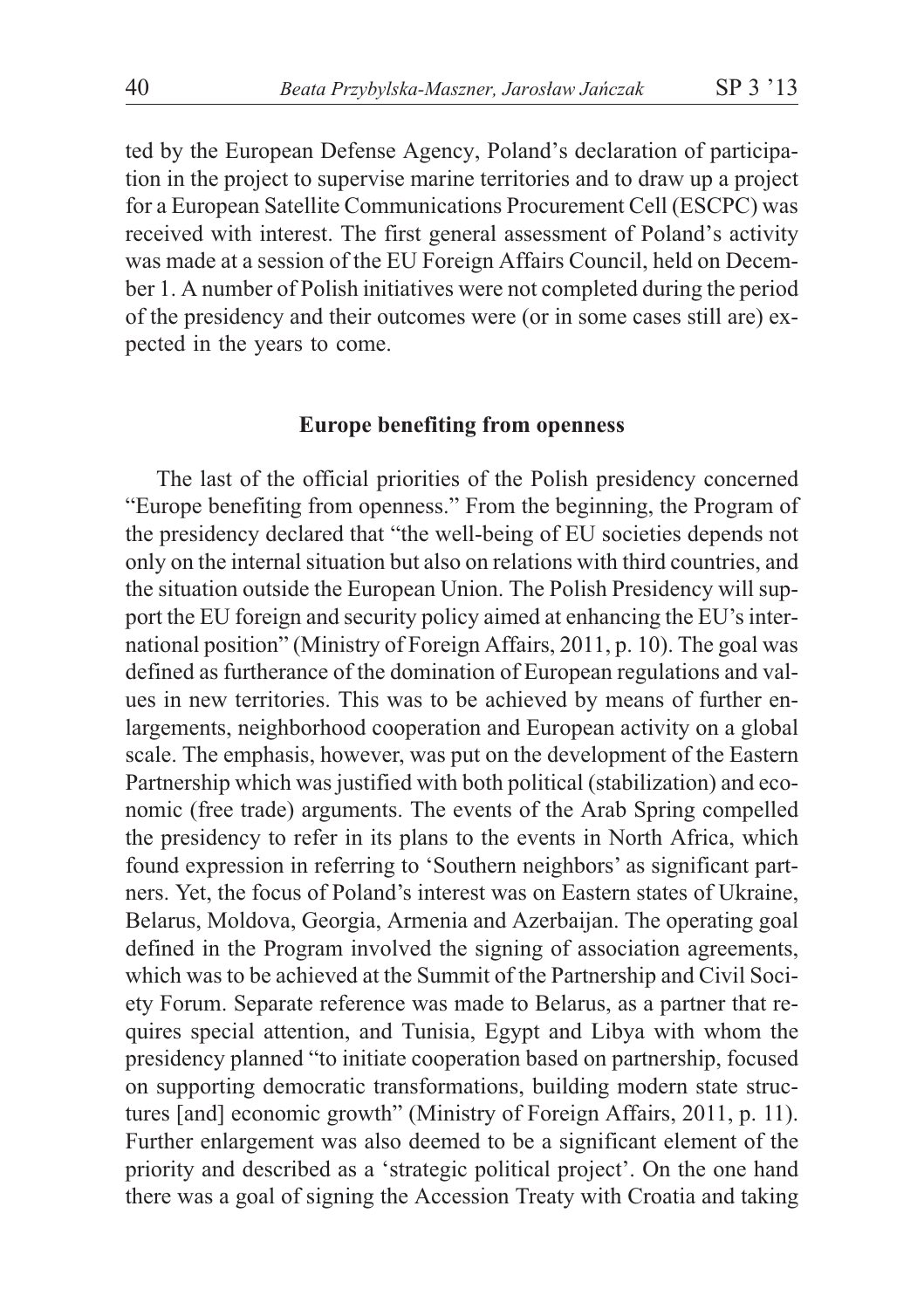ted by the European Defense Agency, Poland's declaration of participation in the project to supervise marine territories and to draw up a project for a European Satellite Communications Procurement Cell (ESCPC) was received with interest. The first general assessment of Poland's activity was made at a session of the EU Foreign Affairs Council, held on December 1. A number of Polish initiatives were not completed during the period of the presidency and their outcomes were (or in some cases still are) expected in the years to come.

## Europe benefiting from openness

The last of the official priorities of the Polish presidency concerned "Europe benefiting from openness." From the beginning, the Program of the presidency declared that "the well-being of EU societies depends not only on the internal situation but also on relations with third countries, and the situation outside the European Union. The Polish Presidency will support the EU foreign and security policy aimed at enhancing the EU's international position" (Ministry of Foreign Affairs, 2011, p. 10). The goal was defined as furtherance of the domination of European regulations and values in new territories. This was to be achieved by means of further enlargements, neighborhood cooperation and European activity on a global scale. The emphasis, however, was put on the development of the Eastern Partnership which was justified with both political (stabilization) and economic (free trade) arguments. The events of the Arab Spring compelled the presidency to refer in its plans to the events in North Africa, which found expression in referring to 'Southern neighbors' as significant partners. Yet, the focus of Poland's interest was on Eastern states of Ukraine, Belarus, Moldova, Georgia, Armenia and Azerbaijan. The operating goal defined in the Program involved the signing of association agreements, which was to be achieved at the Summit of the Partnership and Civil Society Forum. Separate reference was made to Belarus, as a partner that requires special attention, and Tunisia, Egypt and Libya with whom the presidency planned "to initiate cooperation based on partnership, focused on supporting democratic transformations, building modern state structures [and] economic growth" (Ministry of Foreign Affairs, 2011, p. 11). Further enlargement was also deemed to be a significant element of the priority and described as a 'strategic political project'. On the one hand there was a goal of signing the Accession Treaty with Croatia and taking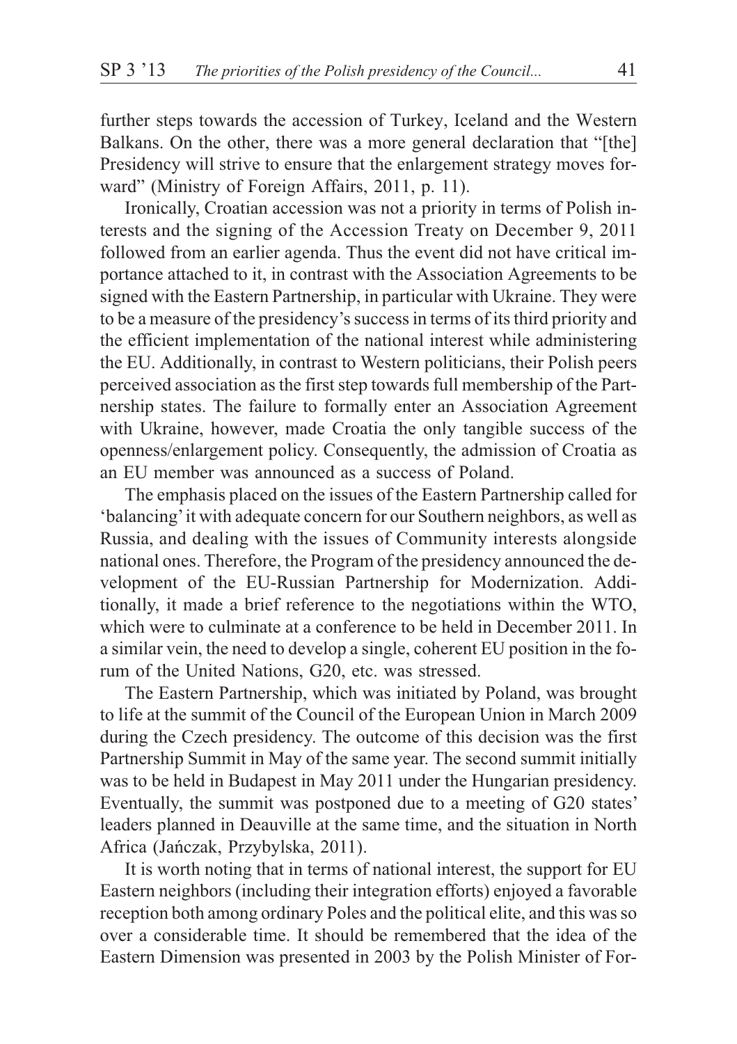further steps towards the accession of Turkey, Iceland and the Western Balkans. On the other, there was a more general declaration that "[the] Presidency will strive to ensure that the enlargement strategy moves forward" (Ministry of Foreign Affairs, 2011, p. 11).

Ironically, Croatian accession was not a priority in terms of Polish interests and the signing of the Accession Treaty on December 9, 2011 followed from an earlier agenda. Thus the event did not have critical importance attached to it, in contrast with the Association Agreements to be signed with the Eastern Partnership, in particular with Ukraine. They were to be a measure of the presidency's success in terms of its third priority and the efficient implementation of the national interest while administering the EU. Additionally, in contrast to Western politicians, their Polish peers perceived association as the first step towards full membership of the Partnership states. The failure to formally enter an Association Agreement with Ukraine, however, made Croatia the only tangible success of the openness/enlargement policy. Consequently, the admission of Croatia as an EU member was announced as a success of Poland.

The emphasis placed on the issues of the Eastern Partnership called for 'balancing' it with adequate concern for our Southern neighbors, as well as Russia, and dealing with the issues of Community interests alongside national ones. Therefore, the Program of the presidency announced the development of the EU-Russian Partnership for Modernization. Additionally, it made a brief reference to the negotiations within the WTO, which were to culminate at a conference to be held in December 2011. In a similar vein, the need to develop a single, coherent EU position in the forum of the United Nations, G20, etc. was stressed.

The Eastern Partnership, which was initiated by Poland, was brought to life at the summit of the Council of the European Union in March 2009 during the Czech presidency. The outcome of this decision was the first Partnership Summit in May of the same year. The second summit initially was to be held in Budapest in May 2011 under the Hungarian presidency. Eventually, the summit was postponed due to a meeting of G20 states' leaders planned in Deauville at the same time, and the situation in North Africa (Jańczak, Przybylska, 2011).

It is worth noting that in terms of national interest, the support for EU Eastern neighbors (including their integration efforts) enjoyed a favorable reception both among ordinary Poles and the political elite, and this was so over a considerable time. It should be remembered that the idea of the Eastern Dimension was presented in 2003 by the Polish Minister of For-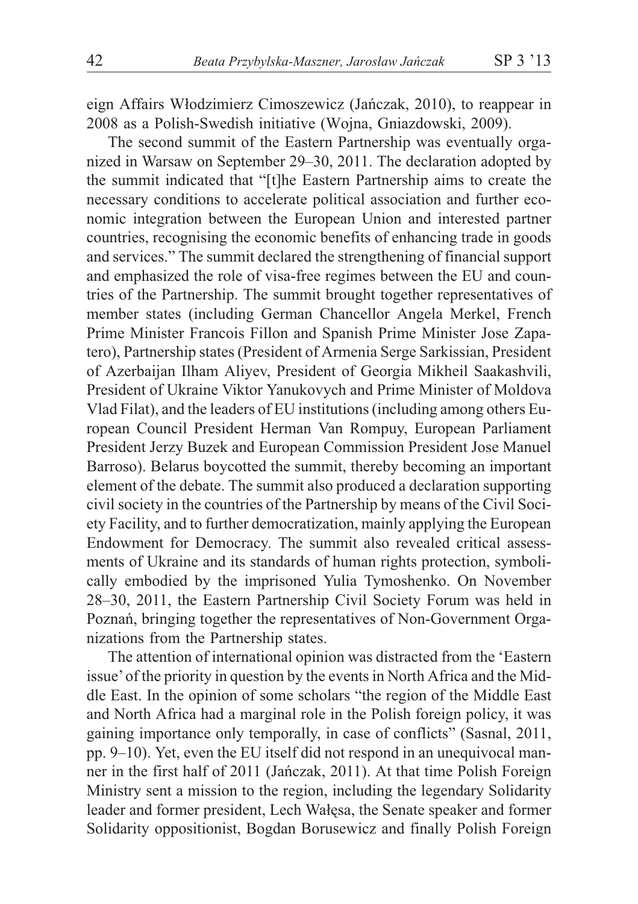eign Affairs Włodzimierz Cimoszewicz (Jańczak, 2010), to reappear in 2008 as a Polish-Swedish initiative (Wojna, Gniazdowski, 2009).

The second summit of the Eastern Partnership was eventually organized in Warsaw on September 29–30, 2011. The declaration adopted by the summit indicated that "[t]he Eastern Partnership aims to create the necessary conditions to accelerate political association and further economic integration between the European Union and interested partner countries, recognising the economic benefits of enhancing trade in goods and services." The summit declared the strengthening of financial support and emphasized the role of visa-free regimes between the EU and countries of the Partnership. The summit brought together representatives of member states (including German Chancellor Angela Merkel, French Prime Minister Francois Fillon and Spanish Prime Minister Jose Zapatero), Partnership states (President of Armenia Serge Sarkissian, President of Azerbaijan Ilham Aliyev, President of Georgia Mikheil Saakashvili, President of Ukraine Viktor Yanukovych and Prime Minister of Moldova Vlad Filat), and the leaders of EU institutions (including among others European Council President Herman Van Rompuy, European Parliament President Jerzy Buzek and European Commission President Jose Manuel Barroso). Belarus boycotted the summit, thereby becoming an important element of the debate. The summit also produced a declaration supporting civil society in the countries of the Partnership by means of the Civil Society Facility, and to further democratization, mainly applying the European Endowment for Democracy. The summit also revealed critical assessments of Ukraine and its standards of human rights protection, symbolically embodied by the imprisoned Yulia Tymoshenko. On November 28–30, 2011, the Eastern Partnership Civil Society Forum was held in Poznań, bringing together the representatives of Non-Government Organizations from the Partnership states.

The attention of international opinion was distracted from the 'Eastern issue' of the priority in question by the events in North Africa and the Middle East. In the opinion of some scholars "the region of the Middle East and North Africa had a marginal role in the Polish foreign policy, it was gaining importance only temporally, in case of conflicts" (Sasnal, 2011, pp. 9–10). Yet, even the EU itself did not respond in an unequivocal manner in the first half of 2011 (Jańczak, 2011). At that time Polish Foreign Ministry sent a mission to the region, including the legendary Solidarity leader and former president, Lech Wałęsa, the Senate speaker and former Solidarity oppositionist, Bogdan Borusewicz and finally Polish Foreign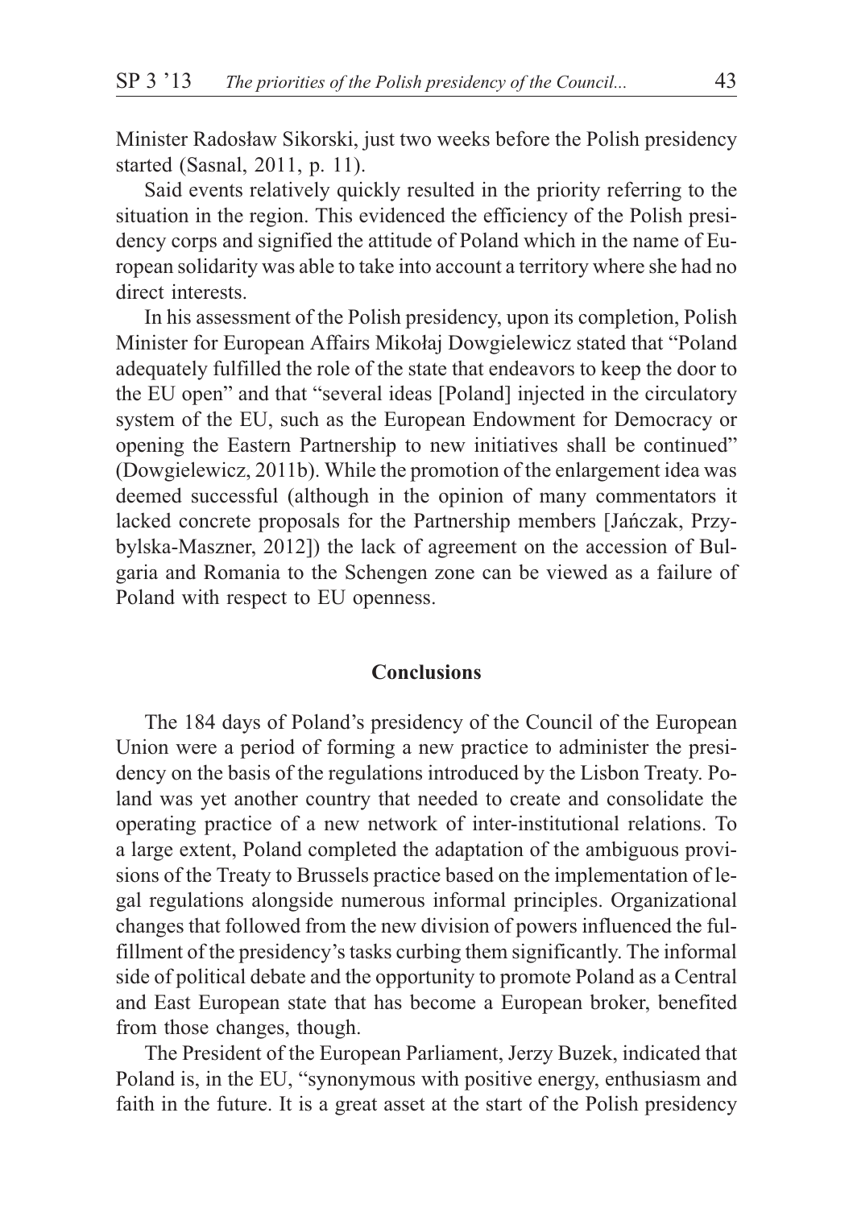Minister Radosław Sikorski, just two weeks before the Polish presidency started (Sasnal, 2011, p. 11).

Said events relatively quickly resulted in the priority referring to the situation in the region. This evidenced the efficiency of the Polish presidency corps and signified the attitude of Poland which in the name of European solidarity was able to take into account a territory where she had no direct interests.

In his assessment of the Polish presidency, upon its completion, Polish Minister for European Affairs Mikołaj Dowgielewicz stated that "Poland adequately fulfilled the role of the state that endeavors to keep the door to the EU open" and that "several ideas [Poland] injected in the circulatory system of the EU, such as the European Endowment for Democracy or opening the Eastern Partnership to new initiatives shall be continued" (Dowgielewicz, 2011b). While the promotion of the enlargement idea was deemed successful (although in the opinion of many commentators it lacked concrete proposals for the Partnership members [Jańczak, Przybylska-Maszner, 2012]) the lack of agreement on the accession of Bulgaria and Romania to the Schengen zone can be viewed as a failure of Poland with respect to EU openness.

## Conclusions

The 184 days of Poland's presidency of the Council of the European Union were a period of forming a new practice to administer the presidency on the basis of the regulations introduced by the Lisbon Treaty. Poland was yet another country that needed to create and consolidate the operating practice of a new network of inter-institutional relations. To a large extent, Poland completed the adaptation of the ambiguous provisions of the Treaty to Brussels practice based on the implementation of legal regulations alongside numerous informal principles. Organizational changes that followed from the new division of powers influenced the fulfillment of the presidency's tasks curbing them significantly. The informal side of political debate and the opportunity to promote Poland as a Central and East European state that has become a European broker, benefited from those changes, though.

The President of the European Parliament, Jerzy Buzek, indicated that Poland is, in the EU, "synonymous with positive energy, enthusiasm and faith in the future. It is a great asset at the start of the Polish presidency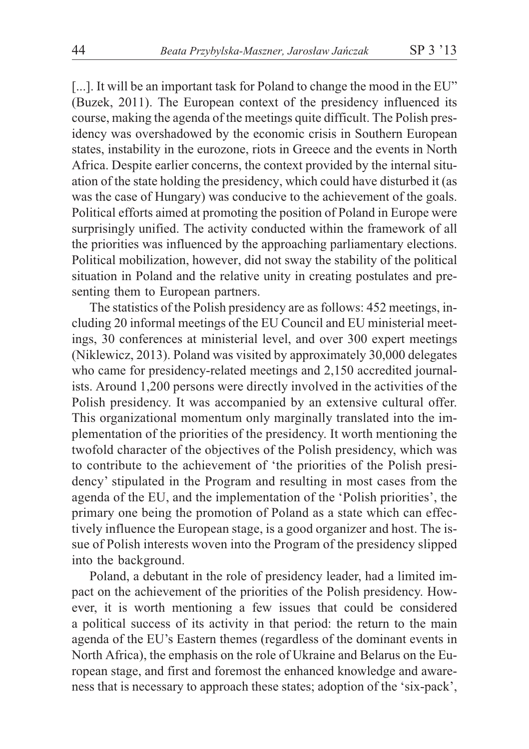[...]. It will be an important task for Poland to change the mood in the EU" (Buzek, 2011). The European context of the presidency influenced its course, making the agenda of the meetings quite difficult. The Polish presidency was overshadowed by the economic crisis in Southern European states, instability in the eurozone, riots in Greece and the events in North Africa. Despite earlier concerns, the context provided by the internal situation of the state holding the presidency, which could have disturbed it (as was the case of Hungary) was conducive to the achievement of the goals. Political efforts aimed at promoting the position of Poland in Europe were surprisingly unified. The activity conducted within the framework of all the priorities was influenced by the approaching parliamentary elections. Political mobilization, however, did not sway the stability of the political situation in Poland and the relative unity in creating postulates and presenting them to European partners.

The statistics of the Polish presidency are as follows: 452 meetings, including 20 informal meetings of the EU Council and EU ministerial meetings, 30 conferences at ministerial level, and over 300 expert meetings (Niklewicz, 2013). Poland was visited by approximately 30,000 delegates who came for presidency-related meetings and 2,150 accredited journalists. Around 1,200 persons were directly involved in the activities of the Polish presidency. It was accompanied by an extensive cultural offer. This organizational momentum only marginally translated into the implementation of the priorities of the presidency. It worth mentioning the twofold character of the objectives of the Polish presidency, which was to contribute to the achievement of 'the priorities of the Polish presidency' stipulated in the Program and resulting in most cases from the agenda of the EU, and the implementation of the 'Polish priorities', the primary one being the promotion of Poland as a state which can effectively influence the European stage, is a good organizer and host. The issue of Polish interests woven into the Program of the presidency slipped into the background.

Poland, a debutant in the role of presidency leader, had a limited impact on the achievement of the priorities of the Polish presidency. However, it is worth mentioning a few issues that could be considered a political success of its activity in that period: the return to the main agenda of the EU's Eastern themes (regardless of the dominant events in North Africa), the emphasis on the role of Ukraine and Belarus on the European stage, and first and foremost the enhanced knowledge and awareness that is necessary to approach these states; adoption of the 'six-pack',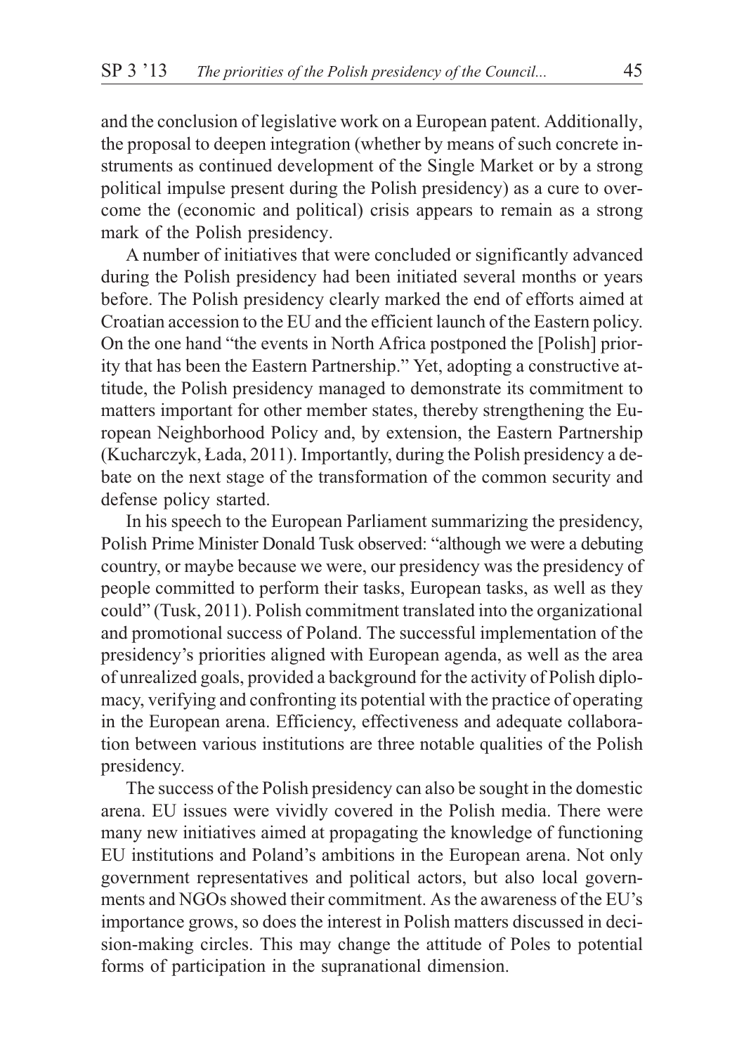and the conclusion of legislative work on a European patent. Additionally, the proposal to deepen integration (whether by means of such concrete instruments as continued development of the Single Market or by a strong political impulse present during the Polish presidency) as a cure to overcome the (economic and political) crisis appears to remain as a strong mark of the Polish presidency.

A number of initiatives that were concluded or significantly advanced during the Polish presidency had been initiated several months or years before. The Polish presidency clearly marked the end of efforts aimed at Croatian accession to the EU and the efficient launch of the Eastern policy. On the one hand "the events in North Africa postponed the [Polish] priority that has been the Eastern Partnership." Yet, adopting a constructive attitude, the Polish presidency managed to demonstrate its commitment to matters important for other member states, thereby strengthening the European Neighborhood Policy and, by extension, the Eastern Partnership (Kucharczyk, Łada, 2011). Importantly, during the Polish presidency a debate on the next stage of the transformation of the common security and defense policy started.

In his speech to the European Parliament summarizing the presidency, Polish Prime Minister Donald Tusk observed: "although we were a debuting country, or maybe because we were, our presidency was the presidency of people committed to perform their tasks, European tasks, as well as they could" (Tusk, 2011). Polish commitment translated into the organizational and promotional success of Poland. The successful implementation of the presidency's priorities aligned with European agenda, as well as the area of unrealized goals, provided a background for the activity of Polish diplomacy, verifying and confronting its potential with the practice of operating in the European arena. Efficiency, effectiveness and adequate collaboration between various institutions are three notable qualities of the Polish presidency.

The success of the Polish presidency can also be sought in the domestic arena. EU issues were vividly covered in the Polish media. There were many new initiatives aimed at propagating the knowledge of functioning EU institutions and Poland's ambitions in the European arena. Not only government representatives and political actors, but also local governments and NGOs showed their commitment. As the awareness of the EU's importance grows, so does the interest in Polish matters discussed in decision-making circles. This may change the attitude of Poles to potential forms of participation in the supranational dimension.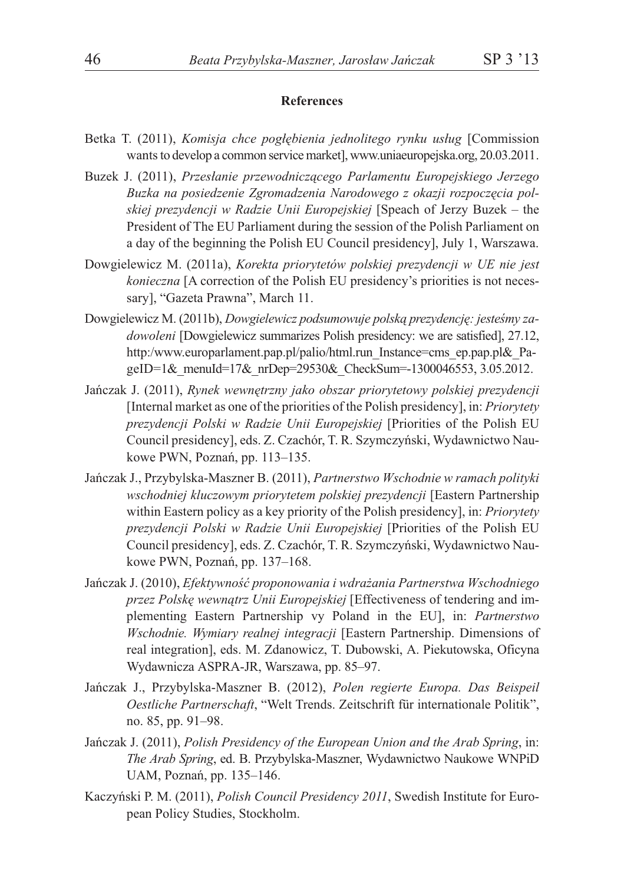## References

Betka T. (2011), *Komisja chce pogłębienia jednolitego rynku usług* [Commission wants to develop a common service market], www.uniaeuropejska.org, 20.03.2011.

Buzek J. (2011), *Przesłanie przewodniczącego Parlamentu Europejskiego Jerzego Buzka na posiedzenie Zgromadzenia Narodowego z okazji rozpoczęcia polskiej prezydencji w Radzie Unii Europejskiej* [Speach of Jerzy Buzek – the President of The EU Parliament during the session of the Polish Parliament on a day of the beginning the Polish EU Council presidency], July 1, Warszawa.

Dowgielewicz M. (2011a), *Korekta priorytetów polskiej prezydencji w UE nie jest konieczna* [A correction of the Polish EU presidency's priorities is not necessary], "Gazeta Prawna", March 11.

Dowgielewicz M. (2011b), *Dowgielewicz podsumowuje polską prezydencję: jesteśmy zadowoleni* [Dowgielewicz summarizes Polish presidency: we are satisfied], 27.12, http:/www.europarlament.pap.pl/palio/html.run_Instance=cms_ep.pap.pl&_PageID=1&_menuId=17&_nrDep=29530&_CheckSum=-1300046553, 3.05.2012.

Jańczak J. (2011), *Rynek wewnętrzny jako obszar priorytetowy polskiej prezydencji* [Internal market as one of the priorities of the Polish presidency], in: *Priorytety prezydencji Polski w Radzie Unii Europejskiej* [Priorities of the Polish EU Council presidency], eds. Z. Czachór, T. R. Szymczyński, Wydawnictwo Naukowe PWN, Poznań, pp. 113–135.

Jańczak J., Przybylska-Maszner B. (2011), *Partnerstwo Wschodnie w ramach polityki wschodniej kluczowym priorytetem polskiej prezydencji* [Eastern Partnership within Eastern policy as a key priority of the Polish presidency], in: *Priorytety prezydencji Polski w Radzie Unii Europejskiej* [Priorities of the Polish EU Council presidency], eds. Z. Czachór, T. R. Szymczyński, Wydawnictwo Naukowe PWN, Poznań, pp. 137–168.

Jańczak J. (2010), *Efektywność proponowania i wdrażania Partnerstwa Wschodniego przez Polskę wewnątrz Unii Europejskiej* [Effectiveness of tendering and implementing Eastern Partnership vy Poland in the EU], in: *Partnerstwo Wschodnie. Wymiary realnej integracji* [Eastern Partnership. Dimensions of real integration], eds. M. Zdanowicz, T. Dubowski, A. Piekutowska, Oficyna Wydawnicza ASPRA-JR, Warszawa, pp. 85–97.

Jańczak J., Przybylska-Maszner B. (2012), *Polen regierte Europa. Das Beispeil Oestliche Partnerschaft*, "Welt Trends. Zeitschrift für internationale Politik", no. 85, pp. 91–98.

Jańczak J. (2011), *Polish Presidency of the European Union and the Arab Spring*, in: *The Arab Spring*, ed. B. Przybylska-Maszner, Wydawnictwo Naukowe WNPiD UAM, Poznań, pp. 135–146.

Kaczyński P. M. (2011), *Polish Council Presidency 2011*, Swedish Institute for European Policy Studies, Stockholm.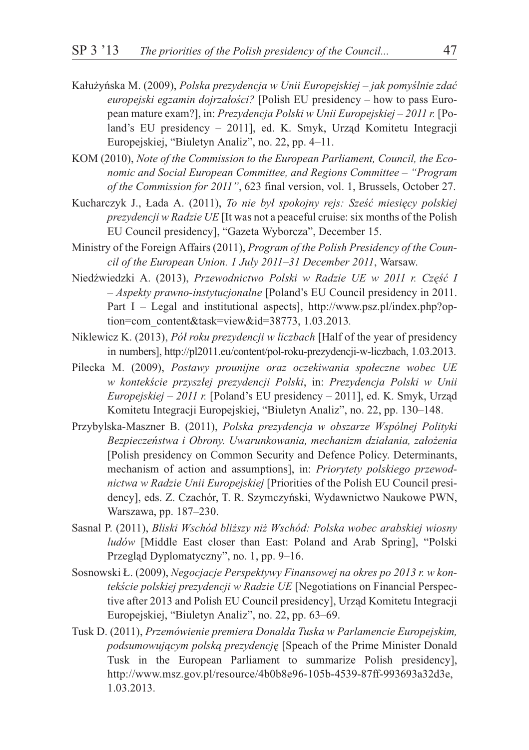Kałużyńska M. (2009), *Polska prezydencja w Unii Europejskiej – jak pomyślnie zdać europejski egzamin dojrzałości?* [Polish EU presidency – how to pass European mature exam?], in: *Prezydencja Polski w Unii Europejskiej – 2011 r.* [Poland's EU presidency – 2011], ed. K. Smyk, Urząd Komitetu Integracji Europejskiej, "Biuletyn Analiz", no. 22, pp. 4–11.

KOM (2010), *Note of the Commission to the European Parliament, Council, the Economic and Social European Committee, and Regions Committee – "Program of the Commission for 2011"*, 623 final version, vol. 1, Brussels, October 27.

Kucharczyk J., Łada A. (2011), *To nie był spokojny rejs: Sześć miesięcy polskiej prezydencji w Radzie UE* [It was not a peaceful cruise: six months of the Polish EU Council presidency], "Gazeta Wyborcza", December 15.

Ministry of the Foreign Affairs (2011), *Program of the Polish Presidency of the Council of the European Union. 1 July 2011–31 December 2011*, Warsaw.

Niedźwiedzki A. (2013), *Przewodnictwo Polski w Radzie UE w 2011 r. Część I – Aspekty prawno-instytucjonalne* [Poland's EU Council presidency in 2011. Part I – Legal and institutional aspects], http://www.psz.pl/index.php?option=com_content&task=view&id=38773, 1.03.2013.

Niklewicz K. (2013), *Pół roku prezydencji w liczbach* [Half of the year of presidency in numbers], http://pl2011.eu/content/pol-roku-prezydencji-w-liczbach, 1.03.2013.

Pilecka M. (2009), *Postawy prounijne oraz oczekiwania społeczne wobec UE w kontekście przyszłej prezydencji Polski*, in: *Prezydencja Polski w Unii Europejskiej – 2011 r.* [Poland's EU presidency – 2011], ed. K. Smyk, Urząd Komitetu Integracji Europejskiej, "Biuletyn Analiz", no. 22, pp. 130–148.

Przybylska-Maszner B. (2011), *Polska prezydencja w obszarze Wspólnej Polityki Bezpieczeństwa i Obrony. Uwarunkowania, mechanizm działania, założenia* [Polish presidency on Common Security and Defence Policy. Determinants, mechanism of action and assumptions], in: *Priorytety polskiego przewodnictwa w Radzie Unii Europejskiej* [Priorities of the Polish EU Council presidency], eds. Z. Czachór, T. R. Szymczyński, Wydawnictwo Naukowe PWN, Warszawa, pp. 187–230.

Sasnal P. (2011), *Bliski Wschód bliższy niż Wschód: Polska wobec arabskiej wiosny ludów* [Middle East closer than East: Poland and Arab Spring], "Polski Przegląd Dyplomatyczny", no. 1, pp. 9–16.

Sosnowski Ł. (2009), *Negocjacje Perspektywy Finansowej na okres po 2013 r. w kontekście polskiej prezydencji w Radzie UE* [Negotiations on Financial Perspective after 2013 and Polish EU Council presidency], Urząd Komitetu Integracji Europejskiej, "Biuletyn Analiz", no. 22, pp. 63–69.

Tusk D. (2011), *Przemówienie premiera Donalda Tuska w Parlamencie Europejskim, podsumowującym polską prezydencję* [Speach of the Prime Minister Donald Tusk in the European Parliament to summarize Polish presidency], http://www.msz.gov.pl/resource/4b0b8e96-105b-4539-87ff-993693a32d3e, 1.03.2013.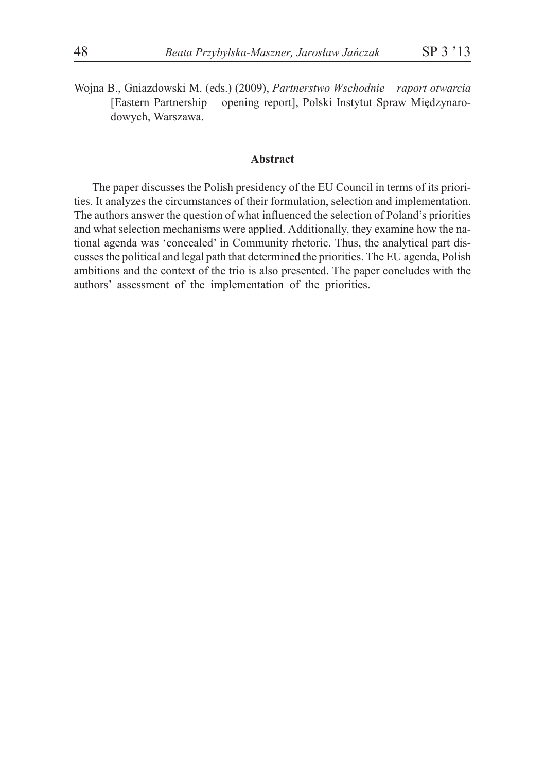Wojna B., Gniazdowski M. (eds.) (2009), *Partnerstwo Wschodnie – raport otwarcia* [Eastern Partnership – opening report], Polski Instytut Spraw Międzynarodowych, Warszawa.

## Abstract

The paper discusses the Polish presidency of the EU Council in terms of its priorities. It analyzes the circumstances of their formulation, selection and implementation. The authors answer the question of what influenced the selection of Poland's priorities and what selection mechanisms were applied. Additionally, they examine how the national agenda was 'concealed' in Community rhetoric. Thus, the analytical part discusses the political and legal path that determined the priorities. The EU agenda, Polish ambitions and the context of the trio is also presented. The paper concludes with the authors' assessment of the implementation of the priorities.